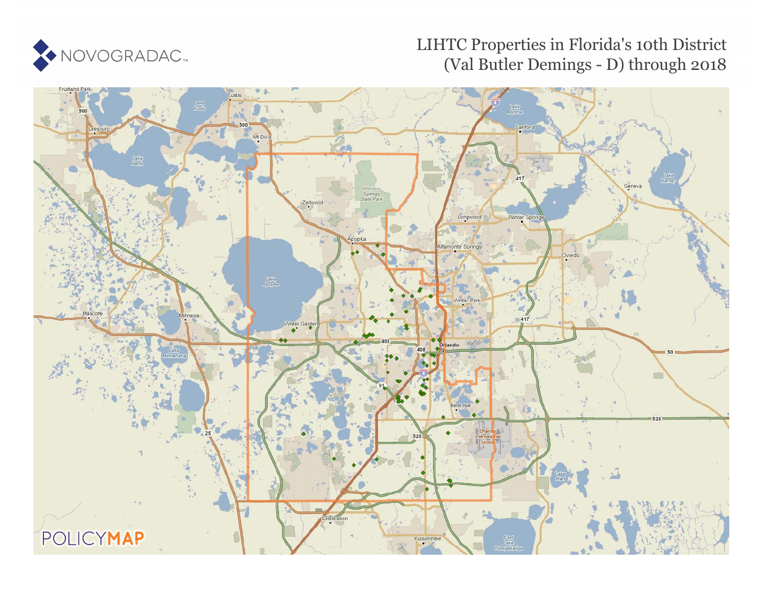NOVOGRADAC

# LIHTC Properties in Florida's 10th District (Val Butler Demings - D) through 2018

POLICYMAP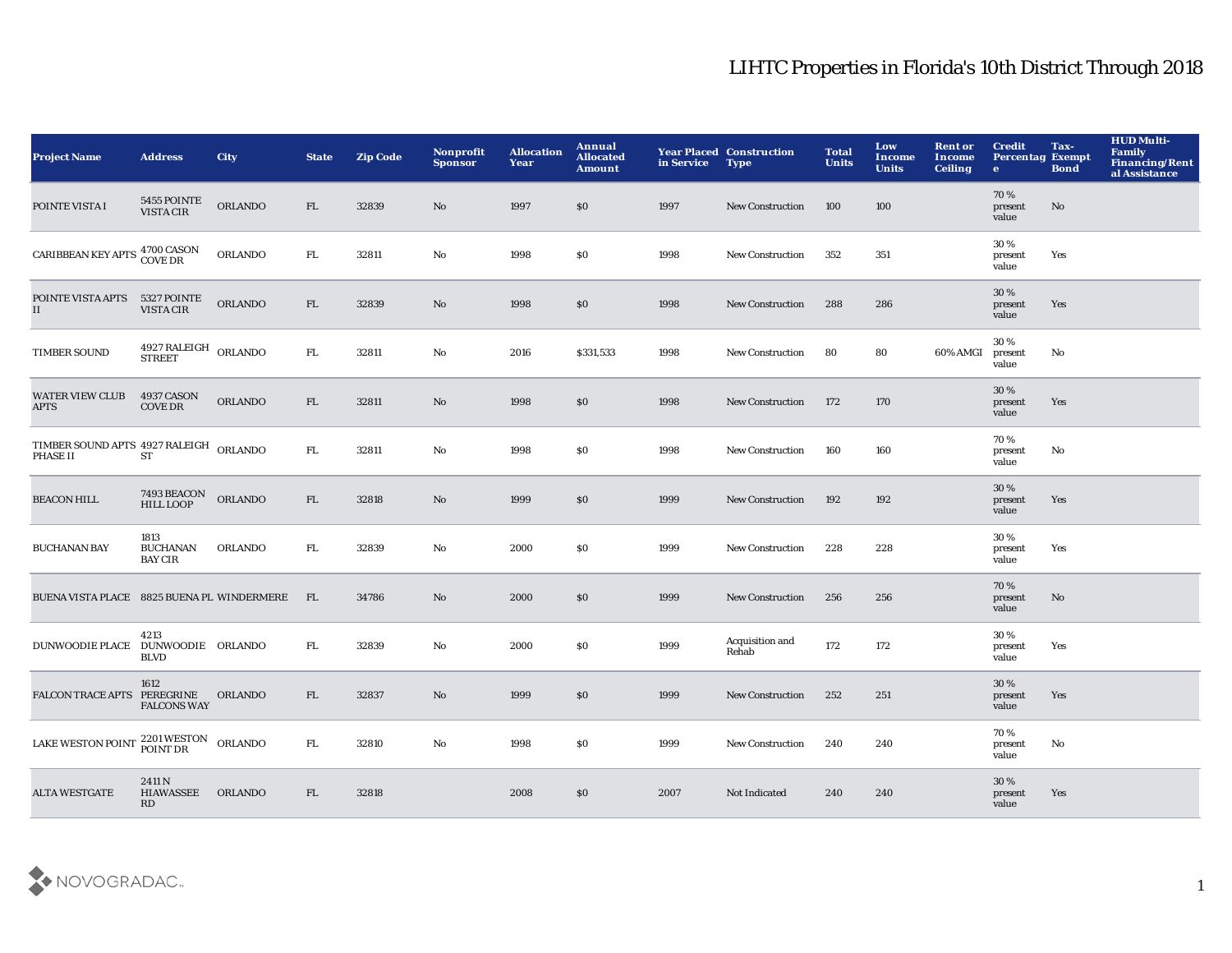# LIHTC Properties in Florida's 10th District Through 2018

| Project Name | Address | City | State | Zip Code | Nonprofit Sponsor | Allocation Year | Annual Allocated Amount | Year Placed in Service | Construction Type | Total Units | Low Income Units | Rent or Income Ceiling | Credit Percentage | Tax-Exempt Bond | HUD Multi-Family Financing/Rental Assistance |
|---|---|---|---|---|---|---|---|---|---|---|---|---|---|---|---|
| POINTE VISTA I | 5455 POINTE VISTA CIR | ORLANDO | FL | 32839 | No | 1997 | $0 | 1997 | New Construction | 100 | 100 | | 70 % present value | No | |
| CARIBBEAN KEY APTS | 4700 CASON COVE DR | ORLANDO | FL | 32811 | No | 1998 | $0 | 1998 | New Construction | 352 | 351 | | 30 % present value | Yes | |
| POINTE VISTA APTS II | 5327 POINTE VISTA CIR | ORLANDO | FL | 32839 | No | 1998 | $0 | 1998 | New Construction | 288 | 286 | | 30 % present value | Yes | |
| TIMBER SOUND | 4927 RALEIGH STREET | ORLANDO | FL | 32811 | No | 2016 | $331,533 | 1998 | New Construction | 80 | 80 | 60% AMGI | 30 % present value | No | |
| WATER VIEW CLUB APTS | 4937 CASON COVE DR | ORLANDO | FL | 32811 | No | 1998 | $0 | 1998 | New Construction | 172 | 170 | | 30 % present value | Yes | |
| TIMBER SOUND APTS PHASE II | 4927 RALEIGH ST | ORLANDO | FL | 32811 | No | 1998 | $0 | 1998 | New Construction | 160 | 160 | | 70 % present value | No | |
| BEACON HILL | 7493 BEACON HILL LOOP | ORLANDO | FL | 32818 | No | 1999 | $0 | 1999 | New Construction | 192 | 192 | | 30 % present value | Yes | |
| BUCHANAN BAY | 1813 BUCHANAN BAY CIR | ORLANDO | FL | 32839 | No | 2000 | $0 | 1999 | New Construction | 228 | 228 | | 30 % present value | Yes | |
| BUENA VISTA PLACE | 8825 BUENA PL | WINDERMERE | FL | 34786 | No | 2000 | $0 | 1999 | New Construction | 256 | 256 | | 70 % present value | No | |
| DUNWOODIE PLACE | 4213 DUNWOODIE BLVD | ORLANDO | FL | 32839 | No | 2000 | $0 | 1999 | Acquisition and Rehab | 172 | 172 | | 30 % present value | Yes | |
| FALCON TRACE APTS | 1612 PEREGRINE FALCONS WAY | ORLANDO | FL | 32837 | No | 1999 | $0 | 1999 | New Construction | 252 | 251 | | 30 % present value | Yes | |
| LAKE WESTON POINT | 2201 WESTON POINT DR | ORLANDO | FL | 32810 | No | 1998 | $0 | 1999 | New Construction | 240 | 240 | | 70 % present value | No | |
| ALTA WESTGATE | 2411 N HIAWASSEE RD | ORLANDO | FL | 32818 | | 2008 | $0 | 2007 | Not Indicated | 240 | 240 | | 30 % present value | Yes | |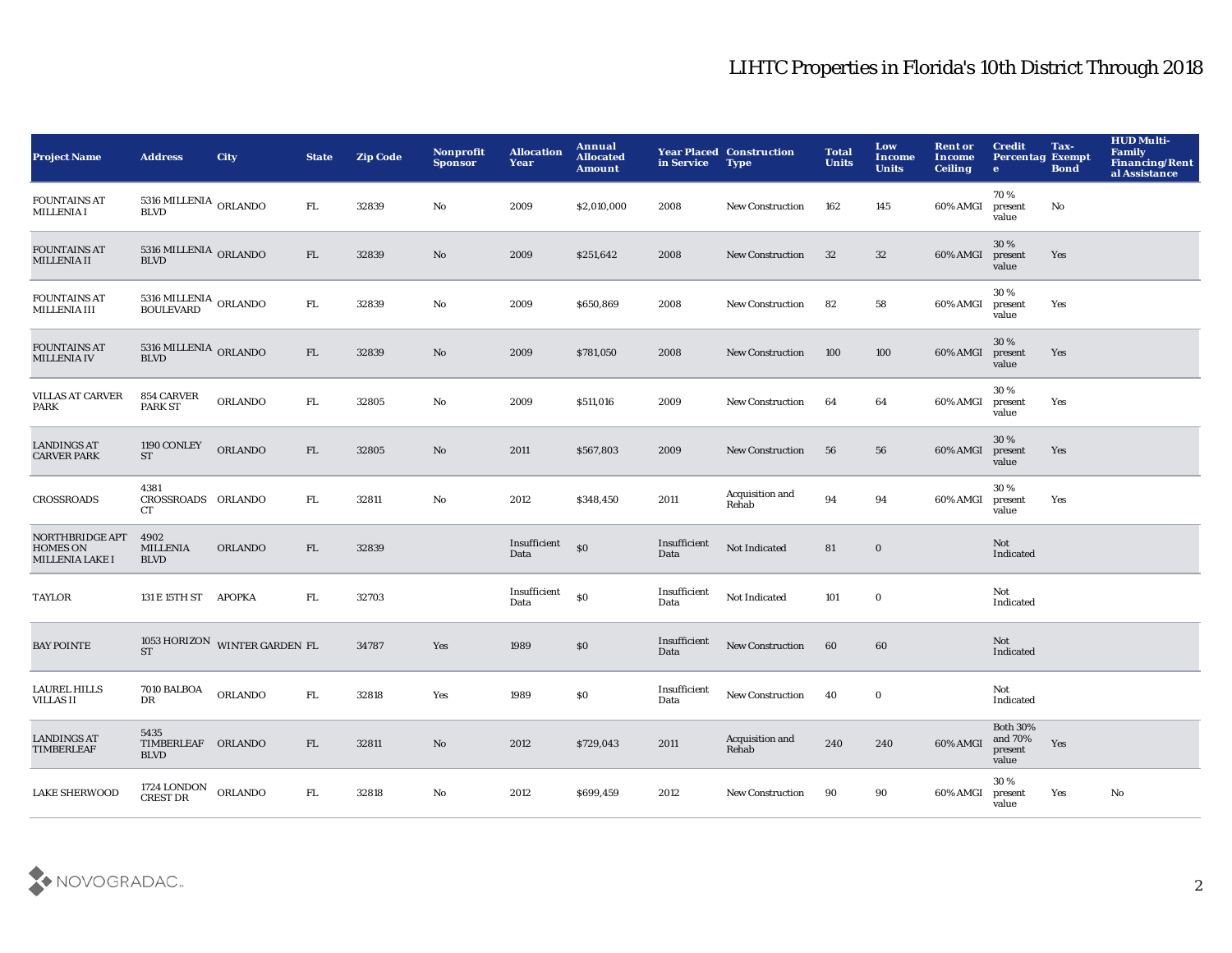# LIHTC Properties in Florida's 10th District Through 2018

| Project Name | Address | City | State | Zip Code | Nonprofit Sponsor | Allocation Year | Annual Allocated Amount | Year Placed in Service | Construction Type | Total Units | Low Income Units | Rent or Income Ceiling | Credit Percentage | Tax-Exempt Bond | HUD Multi-Family Financing/Rental Assistance |
|---|---|---|---|---|---|---|---|---|---|---|---|---|---|---|---|
| FOUNTAINS AT MILLENIA I | 5316 MILLENIA BLVD | ORLANDO | FL | 32839 | No | 2009 | $2,010,000 | 2008 | New Construction | 162 | 145 | 60% AMGI | 70 % present value | No | |
| FOUNTAINS AT MILLENIA II | 5316 MILLENIA BLVD | ORLANDO | FL | 32839 | No | 2009 | $251,642 | 2008 | New Construction | 32 | 32 | 60% AMGI | 30 % present value | Yes | |
| FOUNTAINS AT MILLENIA III | 5316 MILLENIA BOULEVARD | ORLANDO | FL | 32839 | No | 2009 | $650,869 | 2008 | New Construction | 82 | 58 | 60% AMGI | 30 % present value | Yes | |
| FOUNTAINS AT MILLENIA IV | 5316 MILLENIA BLVD | ORLANDO | FL | 32839 | No | 2009 | $781,050 | 2008 | New Construction | 100 | 100 | 60% AMGI | 30 % present value | Yes | |
| VILLAS AT CARVER PARK | 854 CARVER PARK ST | ORLANDO | FL | 32805 | No | 2009 | $511,016 | 2009 | New Construction | 64 | 64 | 60% AMGI | 30 % present value | Yes | |
| LANDINGS AT CARVER PARK | 1190 CONLEY ST | ORLANDO | FL | 32805 | No | 2011 | $567,803 | 2009 | New Construction | 56 | 56 | 60% AMGI | 30 % present value | Yes | |
| CROSSROADS | 4381 CROSSROADS CT | ORLANDO | FL | 32811 | No | 2012 | $348,450 | 2011 | Acquisition and Rehab | 94 | 94 | 60% AMGI | 30 % present value | Yes | |
| NORTHBRIDGE APT HOMES ON MILLENIA LAKE I | 4902 MILLENIA BLVD | ORLANDO | FL | 32839 | | Insufficient Data | $0 | Insufficient Data | Not Indicated | 81 | 0 | | Not Indicated | | |
| TAYLOR | 131 E 15TH ST | APOPKA | FL | 32703 | | Insufficient Data | $0 | Insufficient Data | Not Indicated | 101 | 0 | | Not Indicated | | |
| BAY POINTE | 1053 HORIZON ST | WINTER GARDEN | FL | 34787 | Yes | 1989 | $0 | Insufficient Data | New Construction | 60 | 60 | | Not Indicated | | |
| LAUREL HILLS VILLAS II | 7010 BALBOA DR | ORLANDO | FL | 32818 | Yes | 1989 | $0 | Insufficient Data | New Construction | 40 | 0 | | Not Indicated | | |
| LANDINGS AT TIMBERLEAF | 5435 TIMBERLEAF BLVD | ORLANDO | FL | 32811 | No | 2012 | $729,043 | 2011 | Acquisition and Rehab | 240 | 240 | 60% AMGI | Both 30% and 70% present value | Yes | |
| LAKE SHERWOOD | 1724 LONDON CREST DR | ORLANDO | FL | 32818 | No | 2012 | $699,459 | 2012 | New Construction | 90 | 90 | 60% AMGI | 30 % present value | Yes | No |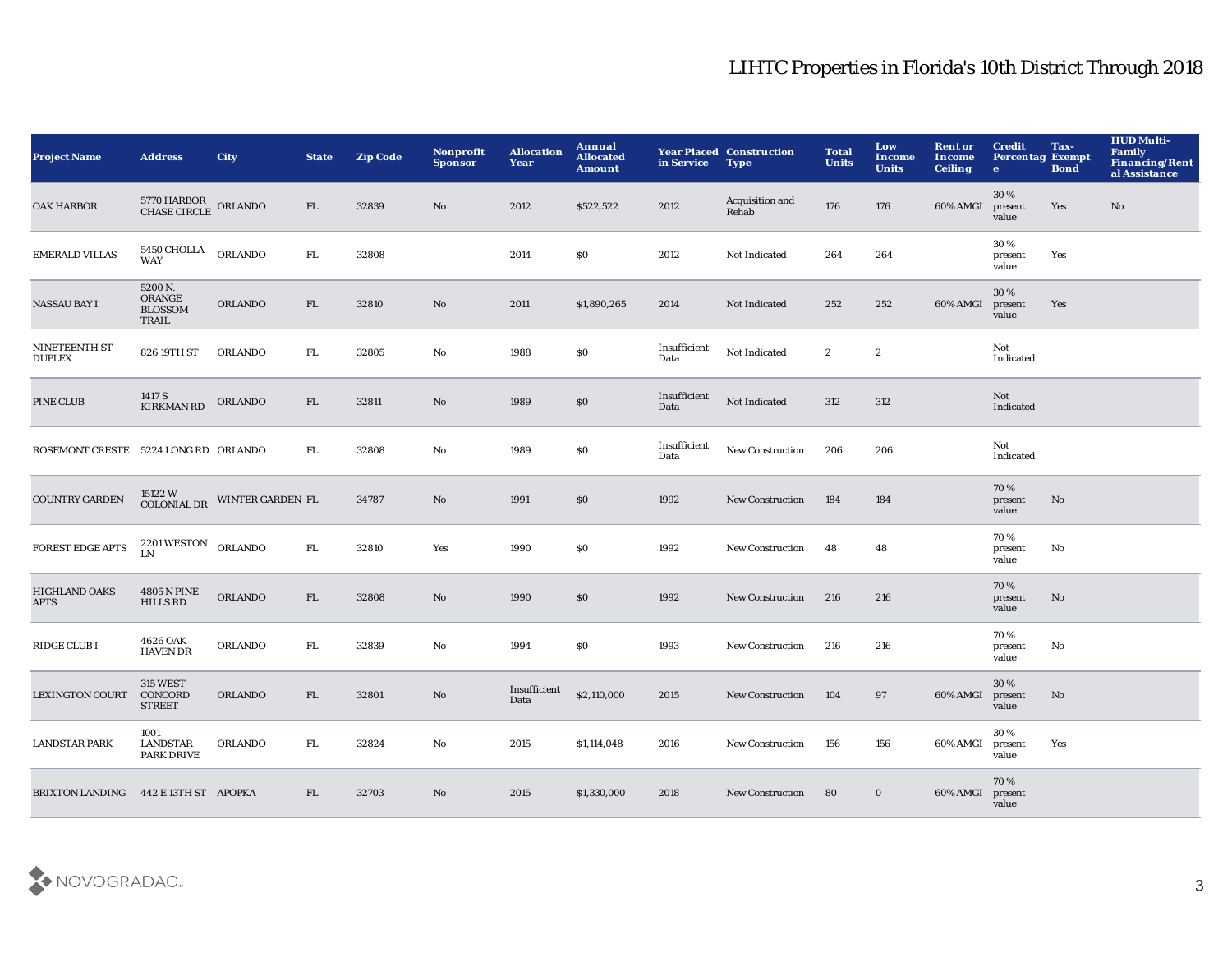# LIHTC Properties in Florida's 10th District Through 2018

| Project Name | Address | City | State | Zip Code | Nonprofit Sponsor | Allocation Year | Annual Allocated Amount | Year Placed in Service | Construction Type | Total Units | Low Income Units | Rent or Income Ceiling | Credit Percentage | Tax-Exempt Bond | HUD Multi-Family Financing/Rental Assistance |
|---|---|---|---|---|---|---|---|---|---|---|---|---|---|---|---|
| OAK HARBOR | 5770 HARBOR CHASE CIRCLE | ORLANDO | FL | 32839 | No | 2012 | $522,522 | 2012 | Acquisition and Rehab | 176 | 176 | 60% AMGI | 30 % present value | Yes | No |
| EMERALD VILLAS | 5450 CHOLLA WAY | ORLANDO | FL | 32808 | | 2014 | $0 | 2012 | Not Indicated | 264 | 264 | | 30 % present value | Yes | |
| NASSAU BAY I | 5200 N. ORANGE BLOSSOM TRAIL | ORLANDO | FL | 32810 | No | 2011 | $1,890,265 | 2014 | Not Indicated | 252 | 252 | 60% AMGI | 30 % present value | Yes | |
| NINETEENTH ST DUPLEX | 826 19TH ST | ORLANDO | FL | 32805 | No | 1988 | $0 | Insufficient Data | Not Indicated | 2 | 2 | | Not Indicated | | |
| PINE CLUB | 1417 S KIRKMAN RD | ORLANDO | FL | 32811 | No | 1989 | $0 | Insufficient Data | Not Indicated | 312 | 312 | | Not Indicated | | |
| ROSEMONT CRESTE | 5224 LONG RD | ORLANDO | FL | 32808 | No | 1989 | $0 | Insufficient Data | New Construction | 206 | 206 | | Not Indicated | | |
| COUNTRY GARDEN | 15122 W COLONIAL DR | WINTER GARDEN | FL | 34787 | No | 1991 | $0 | 1992 | New Construction | 184 | 184 | | 70 % present value | No | |
| FOREST EDGE APTS | 2201 WESTON LN | ORLANDO | FL | 32810 | Yes | 1990 | $0 | 1992 | New Construction | 48 | 48 | | 70 % present value | No | |
| HIGHLAND OAKS APTS | 4805 N PINE HILLS RD | ORLANDO | FL | 32808 | No | 1990 | $0 | 1992 | New Construction | 216 | 216 | | 70 % present value | No | |
| RIDGE CLUB I | 4626 OAK HAVEN DR | ORLANDO | FL | 32839 | No | 1994 | $0 | 1993 | New Construction | 216 | 216 | | 70 % present value | No | |
| LEXINGTON COURT | 315 WEST CONCORD STREET | ORLANDO | FL | 32801 | No | Insufficient Data | $2,110,000 | 2015 | New Construction | 104 | 97 | 60% AMGI | 30 % present value | No | |
| LANDSTAR PARK | 1001 LANDSTAR PARK DRIVE | ORLANDO | FL | 32824 | No | 2015 | $1,114,048 | 2016 | New Construction | 156 | 156 | 60% AMGI | 30 % present value | Yes | |
| BRIXTON LANDING | 442 E 13TH ST | APOPKA | FL | 32703 | No | 2015 | $1,330,000 | 2018 | New Construction | 80 | 0 | 60% AMGI | 70 % present value | | |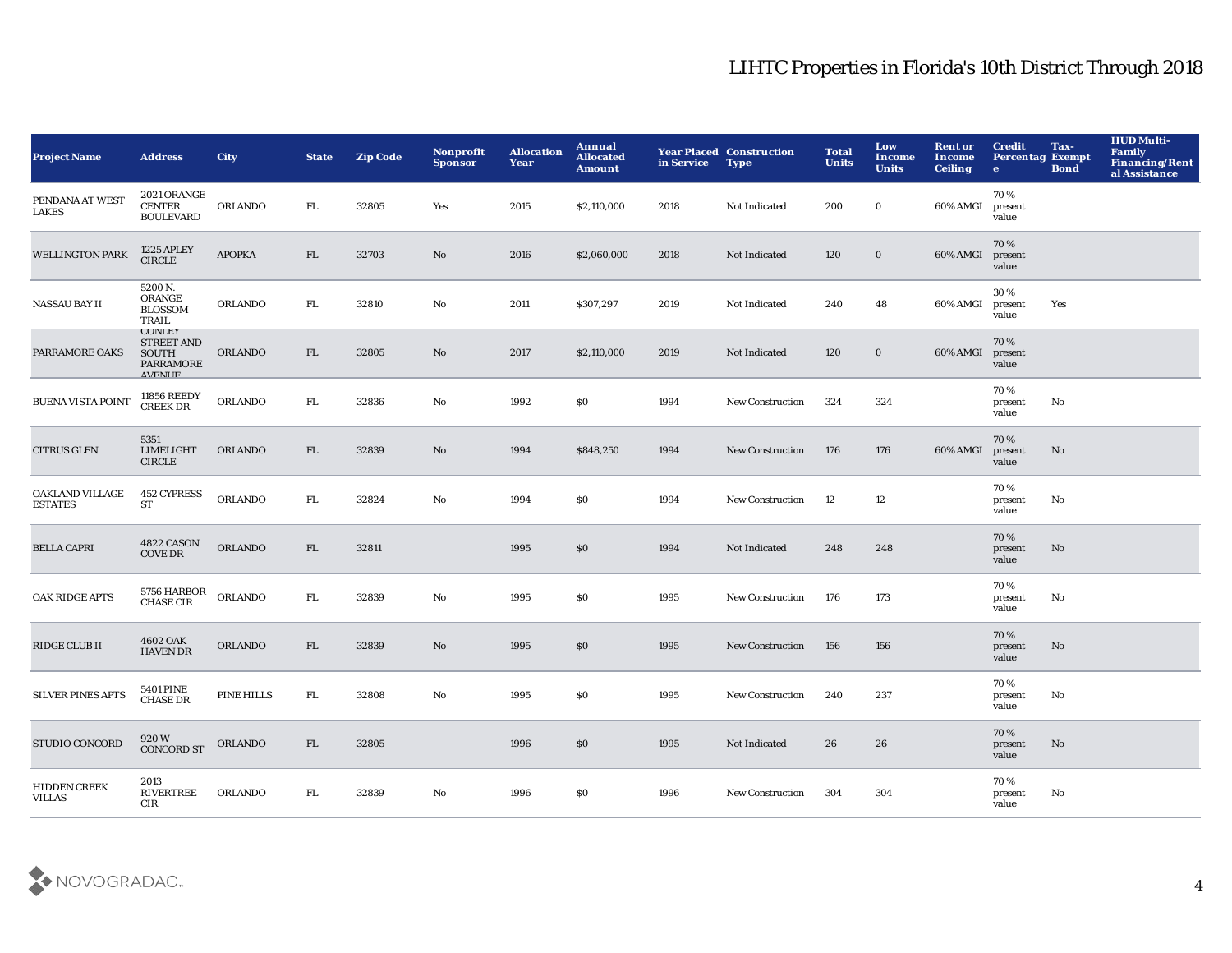# LIHTC Properties in Florida's 10th District Through 2018

| Project Name | Address | City | State | Zip Code | Nonprofit Sponsor | Allocation Year | Annual Allocated Amount | Year Placed in Service | Construction Type | Total Units | Low Income Units | Rent or Income Ceiling | Credit Percentage | Tax-Exempt Bond | HUD Multi-Family Financing/Rental Assistance |
|---|---|---|---|---|---|---|---|---|---|---|---|---|---|---|---|
| PENDANA AT WEST LAKES | 2021 ORANGE CENTER BOULEVARD | ORLANDO | FL | 32805 | Yes | 2015 | $2,110,000 | 2018 | Not Indicated | 200 | 0 | 60% AMGI | 70 % present value | | |
| WELLINGTON PARK | 1225 APLEY CIRCLE | APOPKA | FL | 32703 | No | 2016 | $2,060,000 | 2018 | Not Indicated | 120 | 0 | 60% AMGI | 70 % present value | | |
| NASSAU BAY II | 5200 N. ORANGE BLOSSOM TRAIL | ORLANDO | FL | 32810 | No | 2011 | $307,297 | 2019 | Not Indicated | 240 | 48 | 60% AMGI | 30 % present value | Yes | |
| PARRAMORE OAKS | CONLEY STREET AND SOUTH PARRAMORE AVENUE | ORLANDO | FL | 32805 | No | 2017 | $2,110,000 | 2019 | Not Indicated | 120 | 0 | 60% AMGI | 70 % present value | | |
| BUENA VISTA POINT | 11856 REEDY CREEK DR | ORLANDO | FL | 32836 | No | 1992 | $0 | 1994 | New Construction | 324 | 324 | | 70 % present value | No | |
| CITRUS GLEN | 5351 LIMELIGHT CIRCLE | ORLANDO | FL | 32839 | No | 1994 | $848,250 | 1994 | New Construction | 176 | 176 | 60% AMGI | 70 % present value | No | |
| OAKLAND VILLAGE ESTATES | 452 CYPRESS ST | ORLANDO | FL | 32824 | No | 1994 | $0 | 1994 | New Construction | 12 | 12 | | 70 % present value | No | |
| BELLA CAPRI | 4822 CASON COVE DR | ORLANDO | FL | 32811 | | 1995 | $0 | 1994 | Not Indicated | 248 | 248 | | 70 % present value | No | |
| OAK RIDGE APTS | 5756 HARBOR CHASE CIR | ORLANDO | FL | 32839 | No | 1995 | $0 | 1995 | New Construction | 176 | 173 | | 70 % present value | No | |
| RIDGE CLUB II | 4602 OAK HAVEN DR | ORLANDO | FL | 32839 | No | 1995 | $0 | 1995 | New Construction | 156 | 156 | | 70 % present value | No | |
| SILVER PINES APTS | 5401 PINE CHASE DR | PINE HILLS | FL | 32808 | No | 1995 | $0 | 1995 | New Construction | 240 | 237 | | 70 % present value | No | |
| STUDIO CONCORD | 920 W CONCORD ST | ORLANDO | FL | 32805 | | 1996 | $0 | 1995 | Not Indicated | 26 | 26 | | 70 % present value | No | |
| HIDDEN CREEK VILLAS | 2013 RIVERTREE CIR | ORLANDO | FL | 32839 | No | 1996 | $0 | 1996 | New Construction | 304 | 304 | | 70 % present value | No | |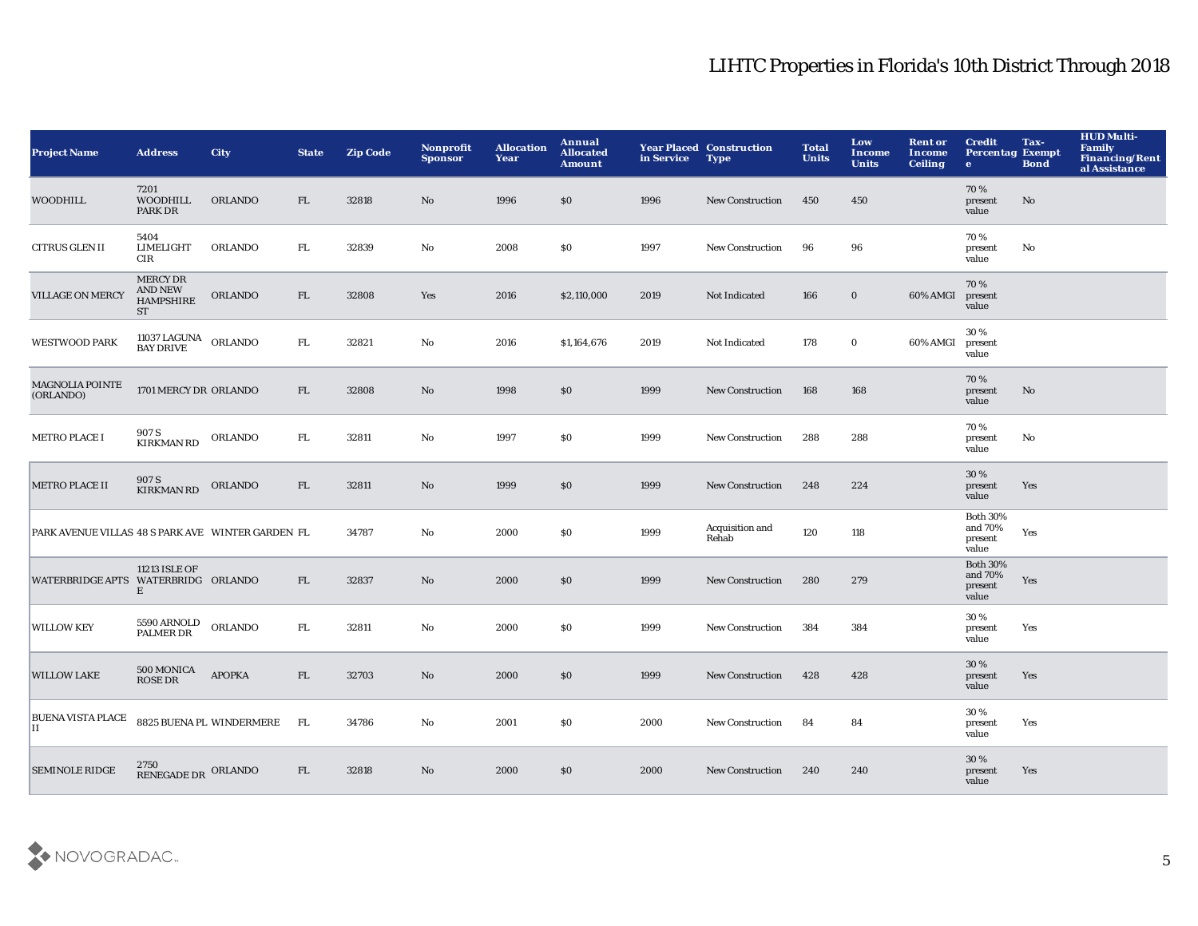# LIHTC Properties in Florida's 10th District Through 2018

| Project Name | Address | City | State | Zip Code | Nonprofit Sponsor | Allocation Year | Annual Allocated Amount | Year Placed in Service | Construction Type | Total Units | Low Income Units | Rent or Income Ceiling | Credit Percentage | Tax-Exempt Bond | HUD Multi-Family Financing/Rental Assistance |
|---|---|---|---|---|---|---|---|---|---|---|---|---|---|---|---|
| WOODHILL | 7201 WOODHILL PARK DR | ORLANDO | FL | 32818 | No | 1996 | $0 | 1996 | New Construction | 450 | 450 | | 70 % present value | No | |
| CITRUS GLEN II | 5404 LIMELIGHT CIR | ORLANDO | FL | 32839 | No | 2008 | $0 | 1997 | New Construction | 96 | 96 | | 70 % present value | No | |
| VILLAGE ON MERCY | MERCY DR AND NEW HAMPSHIRE ST | ORLANDO | FL | 32808 | Yes | 2016 | $2,110,000 | 2019 | Not Indicated | 166 | 0 | 60% AMGI | 70 % present value | | |
| WESTWOOD PARK | 11037 LAGUNA BAY DRIVE | ORLANDO | FL | 32821 | No | 2016 | $1,164,676 | 2019 | Not Indicated | 178 | 0 | 60% AMGI | 30 % present value | | |
| MAGNOLIA POINTE (ORLANDO) | 1701 MERCY DR | ORLANDO | FL | 32808 | No | 1998 | $0 | 1999 | New Construction | 168 | 168 | | 70 % present value | No | |
| METRO PLACE I | 907 S KIRKMAN RD | ORLANDO | FL | 32811 | No | 1997 | $0 | 1999 | New Construction | 288 | 288 | | 70 % present value | No | |
| METRO PLACE II | 907 S KIRKMAN RD | ORLANDO | FL | 32811 | No | 1999 | $0 | 1999 | New Construction | 248 | 224 | | 30 % present value | Yes | |
| PARK AVENUE VILLAS | 48 S PARK AVE | WINTER GARDEN | FL | 34787 | No | 2000 | $0 | 1999 | Acquisition and Rehab | 120 | 118 | | Both 30% and 70% present value | Yes | |
| WATERBRIDGE APTS | 11213 ISLE OF WATERBRIDGE | ORLANDO | FL | 32837 | No | 2000 | $0 | 1999 | New Construction | 280 | 279 | | Both 30% and 70% present value | Yes | |
| WILLOW KEY | 5590 ARNOLD PALMER DR | ORLANDO | FL | 32811 | No | 2000 | $0 | 1999 | New Construction | 384 | 384 | | 30 % present value | Yes | |
| WILLOW LAKE | 500 MONICA ROSE DR | APOPKA | FL | 32703 | No | 2000 | $0 | 1999 | New Construction | 428 | 428 | | 30 % present value | Yes | |
| BUENA VISTA PLACE II | 8825 BUENA PL | WINDERMERE | FL | 34786 | No | 2001 | $0 | 2000 | New Construction | 84 | 84 | | 30 % present value | Yes | |
| SEMINOLE RIDGE | 2750 RENEGADE DR | ORLANDO | FL | 32818 | No | 2000 | $0 | 2000 | New Construction | 240 | 240 | | 30 % present value | Yes | |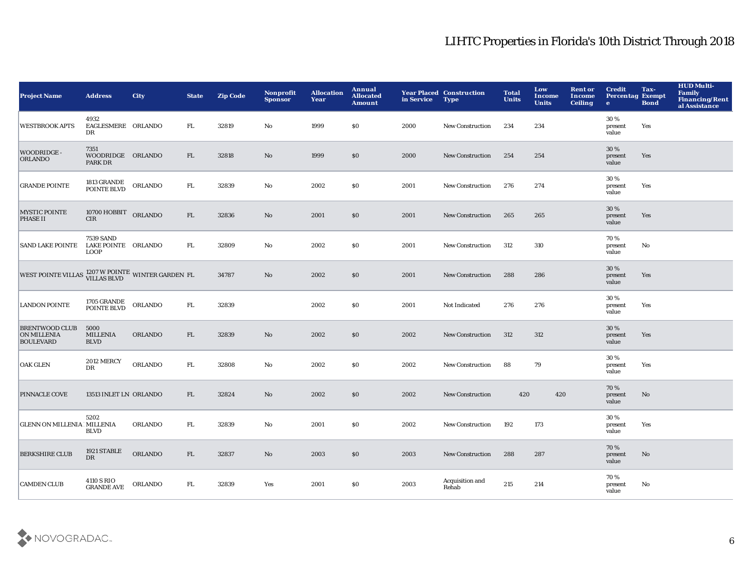# LIHTC Properties in Florida's 10th District Through 2018

| Project Name | Address | City | State | Zip Code | Nonprofit Sponsor | Allocation Year | Annual Allocated Amount | Year Placed in Service | Construction Type | Total Units | Low Income Units | Rent or Income Ceiling | Credit Percentage | Tax-Exempt Bond | HUD Multi-Family Financing/Rental Assistance |
|---|---|---|---|---|---|---|---|---|---|---|---|---|---|---|---|
| WESTBROOK APTS | 4932 EAGLESMERE DR | ORLANDO | FL | 32819 | No | 1999 | $0 | 2000 | New Construction | 234 | 234 | | 30 % present value | Yes | |
| WOODRIDGE - ORLANDO | 7351 WOODRIDGE PARK DR | ORLANDO | FL | 32818 | No | 1999 | $0 | 2000 | New Construction | 254 | 254 | | 30 % present value | Yes | |
| GRANDE POINTE | 1813 GRANDE POINTE BLVD | ORLANDO | FL | 32839 | No | 2002 | $0 | 2001 | New Construction | 276 | 274 | | 30 % present value | Yes | |
| MYSTIC POINTE PHASE II | 10700 HOBBIT CIR | ORLANDO | FL | 32836 | No | 2001 | $0 | 2001 | New Construction | 265 | 265 | | 30 % present value | Yes | |
| SAND LAKE POINTE | 7539 SAND LAKE POINTE LOOP | ORLANDO | FL | 32809 | No | 2002 | $0 | 2001 | New Construction | 312 | 310 | | 70 % present value | No | |
| WEST POINTE VILLAS | 1207 W POINTE VILLAS BLVD | WINTER GARDEN | FL | 34787 | No | 2002 | $0 | 2001 | New Construction | 288 | 286 | | 30 % present value | Yes | |
| LANDON POINTE | 1705 GRANDE POINTE BLVD | ORLANDO | FL | 32839 | | 2002 | $0 | 2001 | Not Indicated | 276 | 276 | | 30 % present value | Yes | |
| BRENTWOOD CLUB ON MILLENIA BOULEVARD | 5000 MILLENIA BLVD | ORLANDO | FL | 32839 | No | 2002 | $0 | 2002 | New Construction | 312 | 312 | | 30 % present value | Yes | |
| OAK GLEN | 2012 MERCY DR | ORLANDO | FL | 32808 | No | 2002 | $0 | 2002 | New Construction | 88 | 79 | | 30 % present value | Yes | |
| PINNACLE COVE | 13513 INLET LN | ORLANDO | FL | 32824 | No | 2002 | $0 | 2002 | New Construction | 420 | 420 | | 70 % present value | No | |
| GLENN ON MILLENIA | 5202 MILLENIA BLVD | ORLANDO | FL | 32839 | No | 2001 | $0 | 2002 | New Construction | 192 | 173 | | 30 % present value | Yes | |
| BERKSHIRE CLUB | 1921 STABLE DR | ORLANDO | FL | 32837 | No | 2003 | $0 | 2003 | New Construction | 288 | 287 | | 70 % present value | No | |
| CAMDEN CLUB | 4110 S RIO GRANDE AVE | ORLANDO | FL | 32839 | Yes | 2001 | $0 | 2003 | Acquisition and Rehab | 215 | 214 | | 70 % present value | No | |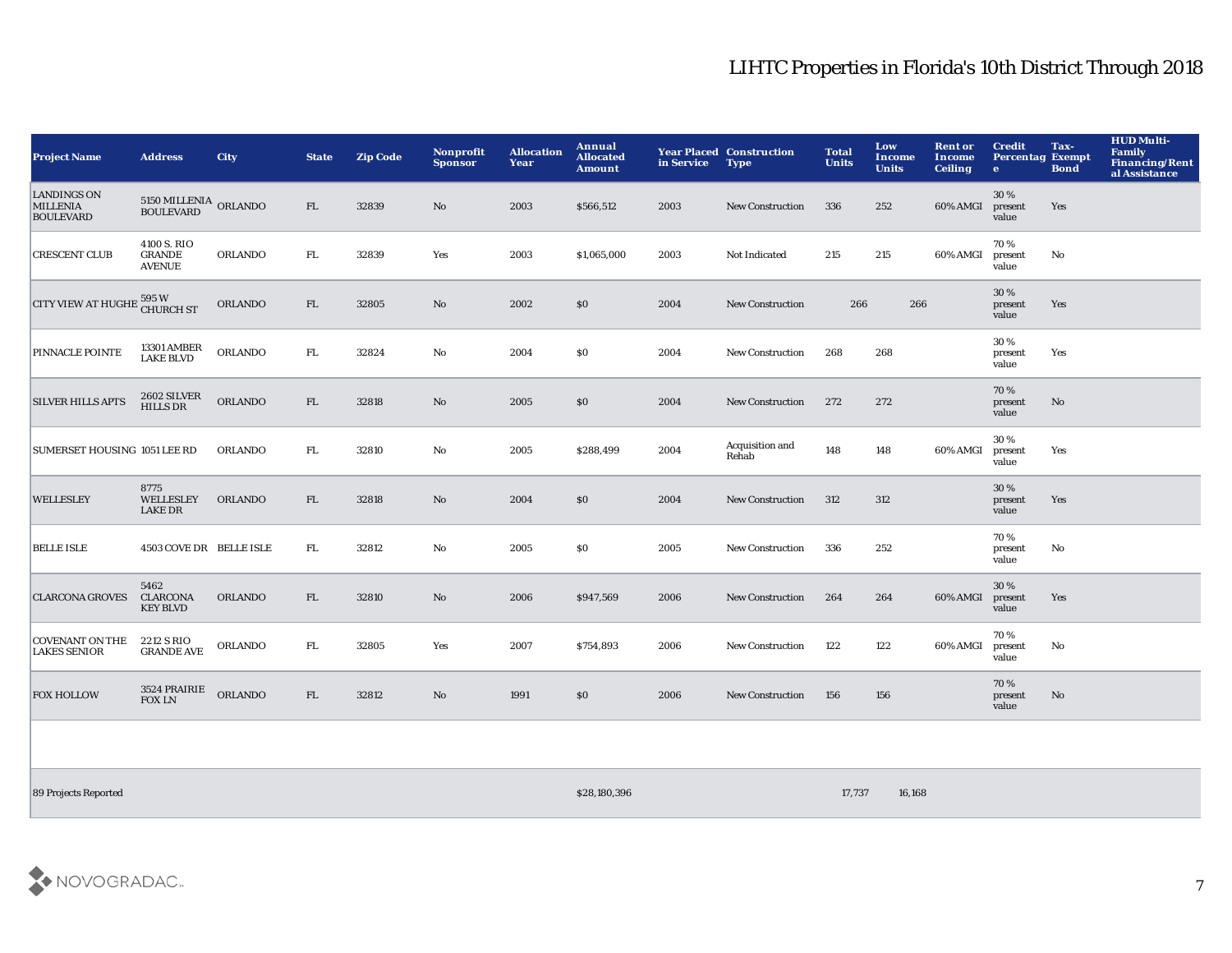# LIHTC Properties in Florida's 10th District Through 2018

| Project Name | Address | City | State | Zip Code | Nonprofit Sponsor | Allocation Year | Annual Allocated Amount | Year Placed in Service | Construction Type | Total Units | Low Income Units | Rent or Income Ceiling | Credit Percentage | Tax-Exempt Bond | HUD Multi-Family Financing/Rental Assistance |
|---|---|---|---|---|---|---|---|---|---|---|---|---|---|---|---|
| LANDINGS ON MILLENIA BOULEVARD | 5150 MILLENIA BOULEVARD | ORLANDO | FL | 32839 | No | 2003 | $566,512 | 2003 | New Construction | 336 | 252 | 60% AMGI | 30 % present value | Yes | |
| CRESCENT CLUB | 4100 S. RIO GRANDE AVENUE | ORLANDO | FL | 32839 | Yes | 2003 | $1,065,000 | 2003 | Not Indicated | 215 | 215 | 60% AMGI | 70 % present value | No | |
| CITY VIEW AT HUGHE | 595 W CHURCH ST | ORLANDO | FL | 32805 | No | 2002 | $0 | 2004 | New Construction | 266 | 266 | | 30 % present value | Yes | |
| PINNACLE POINTE | 13301 AMBER LAKE BLVD | ORLANDO | FL | 32824 | No | 2004 | $0 | 2004 | New Construction | 268 | 268 | | 30 % present value | Yes | |
| SILVER HILLS APTS | 2602 SILVER HILLS DR | ORLANDO | FL | 32818 | No | 2005 | $0 | 2004 | New Construction | 272 | 272 | | 70 % present value | No | |
| SUMERSET HOUSING | 1051 LEE RD | ORLANDO | FL | 32810 | No | 2005 | $288,499 | 2004 | Acquisition and Rehab | 148 | 148 | 60% AMGI | 30 % present value | Yes | |
| WELLESLEY | 8775 WELLESLEY LAKE DR | ORLANDO | FL | 32818 | No | 2004 | $0 | 2004 | New Construction | 312 | 312 | | 30 % present value | Yes | |
| BELLE ISLE | 4503 COVE DR | BELLE ISLE | FL | 32812 | No | 2005 | $0 | 2005 | New Construction | 336 | 252 | | 70 % present value | No | |
| CLARCONA GROVES | 5462 CLARCONA KEY BLVD | ORLANDO | FL | 32810 | No | 2006 | $947,569 | 2006 | New Construction | 264 | 264 | 60% AMGI | 30 % present value | Yes | |
| COVENANT ON THE LAKES SENIOR | 2212 S RIO GRANDE AVE | ORLANDO | FL | 32805 | Yes | 2007 | $754,893 | 2006 | New Construction | 122 | 122 | 60% AMGI | 70 % present value | No | |
| FOX HOLLOW | 3524 PRAIRIE FOX LN | ORLANDO | FL | 32812 | No | 1991 | $0 | 2006 | New Construction | 156 | 156 | | 70 % present value | No | |
| | | | | | | | | | | | | | | | |
| 89 Projects Reported | | | | | | | $28,180,396 | | | 17,737 | 16,168 | | | | |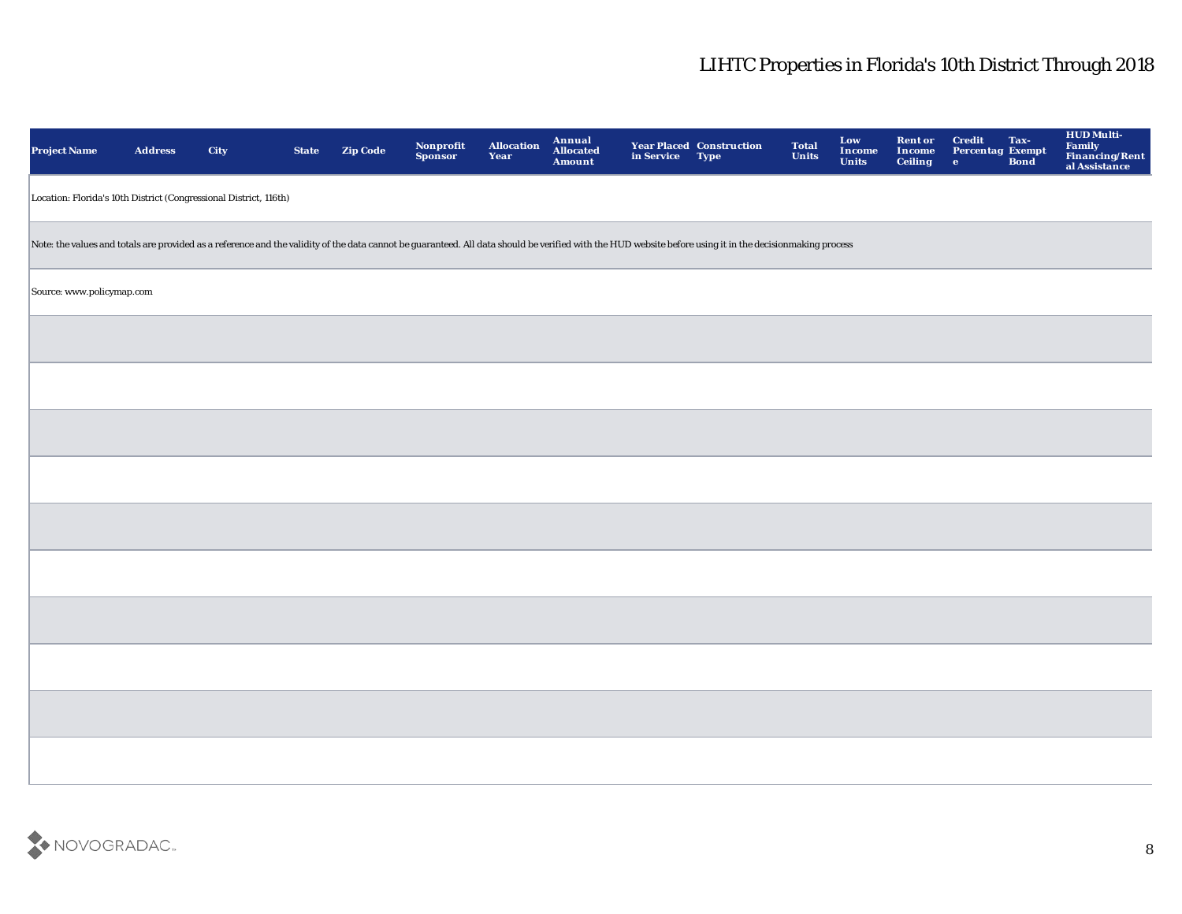# LIHTC Properties in Florida's 10th District Through 2018

| Project Name | Address | City | State | Zip Code | Nonprofit Sponsor | Allocation Year | Annual Allocated Amount | Year Placed in Service | Construction Type | Total Units | Low Income Units | Rent or Income Ceiling | Credit Percentage | Tax-Exempt Bond | HUD Multi-Family Financing/Rental Assistance |
|---|---|---|---|---|---|---|---|---|---|---|---|---|---|---|---|
| Location: Florida's 10th District (Congressional District, 116th) | | | | | | | | | | | | | | | |
| Note: the values and totals are provided as a reference and the validity of the data cannot be guaranteed. All data should be verified with the HUD website before using it in the decisionmaking process | | | | | | | | | | | | | | | |
| Source: www.policymap.com | | | | | | | | | | | | | | | |